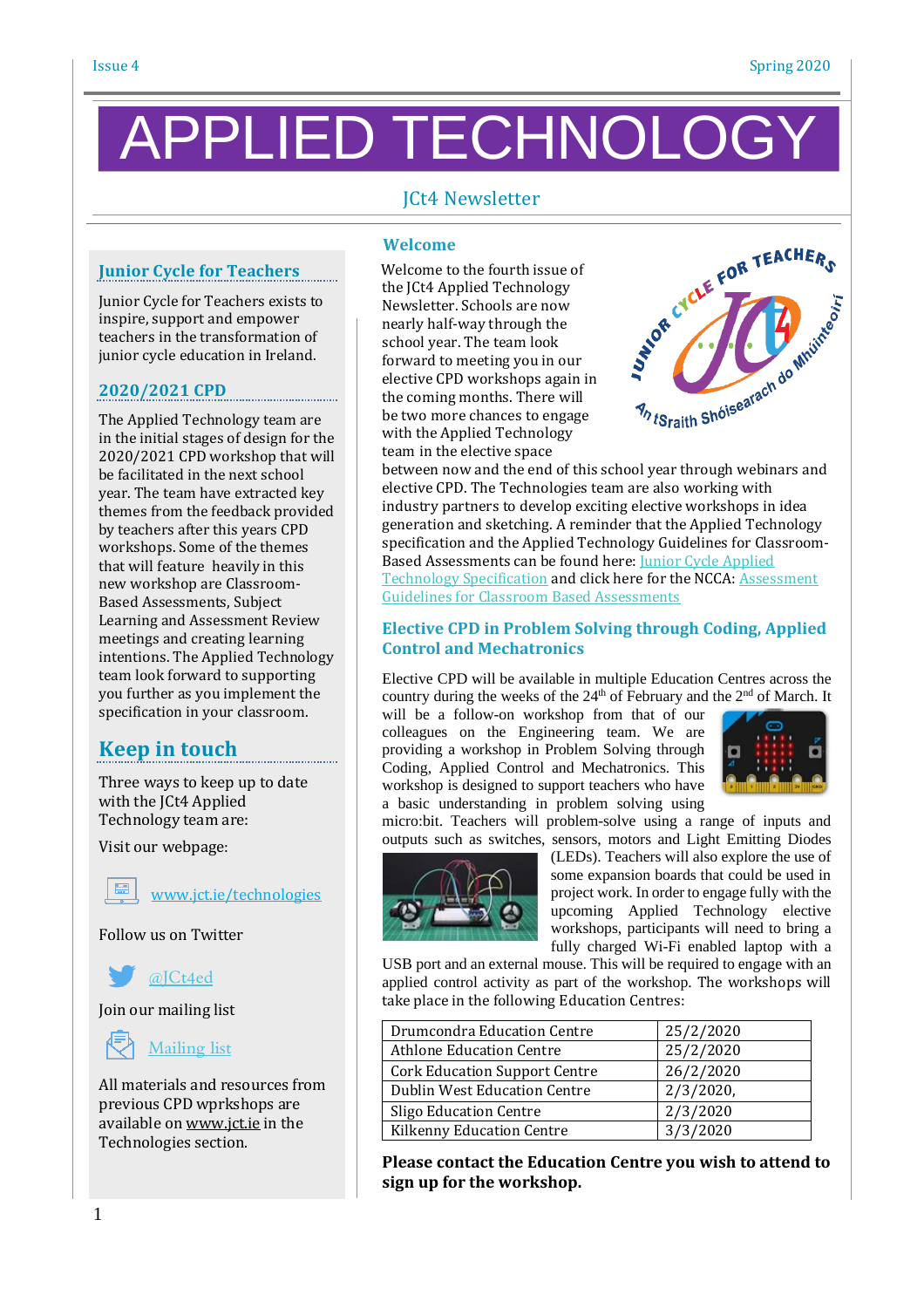# APPLIED TECHNOLOGY

JCt4 Newsletter

## Welcome

Welcome to the fourth issue of the JCt4 Applied Technology Newsletter. Schools are now nearly half-way through the school year. The team look forward to meeting you in our elective CPD workshops again in the coming months. There will be two more chances to engage with the Applied Technology team in the elective space between now and the end of this school year through webinars and elective CPD. The Technologies team are also working with industry partners to develop exciting elective workshops in idea generation and sketching. A reminder that the Applied Technology specification and the Applied Technology Guidelines for Classroom-Based Assessments can be found here: [Junior Cycle Applied Technology Specification] and click here for the NCCA: [Assessment Guidelines for Classroom Based Assessments]

## Elective CPD in Problem Solving through Coding, Applied Control and Mechatronics

Elective CPD will be available in multiple Education Centres across the country during the weeks of the 24th of February and the 2nd of March. It will be a follow-on workshop from that of our colleagues on the Engineering team. We are providing a workshop in Problem Solving through Coding, Applied Control and Mechatronics. This workshop is designed to support teachers who have a basic understanding in problem solving using micro:bit. Teachers will problem-solve using a range of inputs and outputs such as switches, sensors, motors and Light Emitting Diodes (LEDs). Teachers will also explore the use of some expansion boards that could be used in project work. In order to engage fully with the upcoming Applied Technology elective workshops, participants will need to bring a fully charged Wi-Fi enabled laptop with a USB port and an external mouse. This will be required to engage with an applied control activity as part of the workshop. The workshops will take place in the following Education Centres:

| | |
|---|---|
| Drumcondra Education Centre | 25/2/2020 |
| Athlone Education Centre | 25/2/2020 |
| Cork Education Support Centre | 26/2/2020 |
| Dublin West Education Centre | 2/3/2020, |
| Sligo Education Centre | 2/3/2020 |
| Kilkenny Education Centre | 3/3/2020 |

**Please contact the Education Centre you wish to attend to sign up for the workshop.**

## Junior Cycle for Teachers

Junior Cycle for Teachers exists to inspire, support and empower teachers in the transformation of junior cycle education in Ireland.

## 2020/2021 CPD

The Applied Technology team are in the initial stages of design for the 2020/2021 CPD workshop that will be facilitated in the next school year. The team have extracted key themes from the feedback provided by teachers after this years CPD workshops. Some of the themes that will feature heavily in this new workshop are Classroom-Based Assessments, Subject Learning and Assessment Review meetings and creating learning intentions. The Applied Technology team look forward to supporting you further as you implement the specification in your classroom.

## Keep in touch

Three ways to keep up to date with the JCt4 Applied Technology team are:

Visit our webpage:

www.jct.ie/technologies

Follow us on Twitter

@JCt4ed

Join our mailing list

Mailing list

All materials and resources from previous CPD wprkshops are available on www.jct.ie in the Technologies section.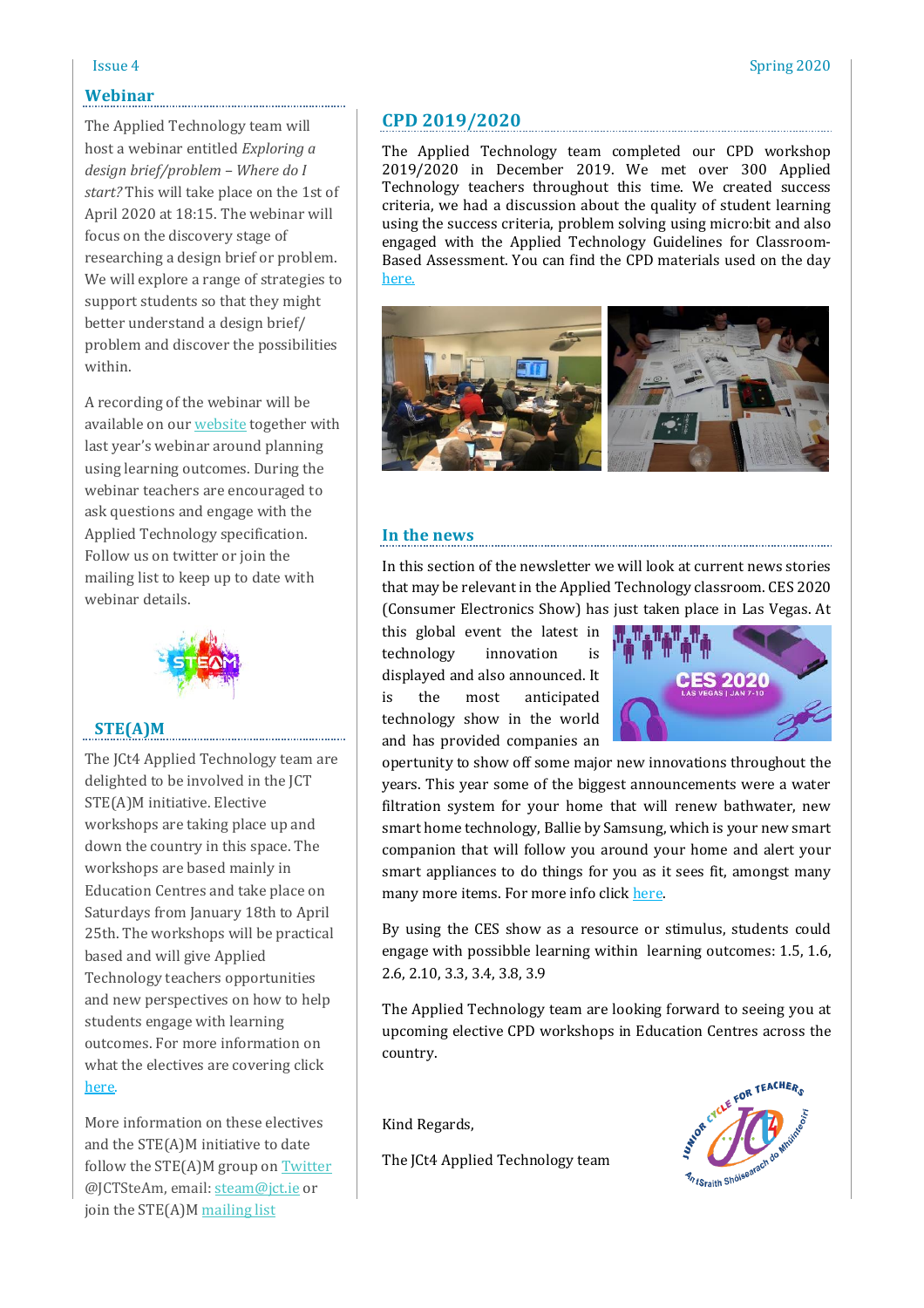## Webinar

The Applied Technology team will host a webinar entitled *Exploring a design brief/problem – Where do I start?* This will take place on the 1st of April 2020 at 18:15. The webinar will focus on the discovery stage of researching a design brief or problem. We will explore a range of strategies to support students so that they might better understand a design brief/ problem and discover the possibilities within.

A recording of the webinar will be available on our website together with last year's webinar around planning using learning outcomes. During the webinar teachers are encouraged to ask questions and engage with the Applied Technology specification. Follow us on twitter or join the mailing list to keep up to date with webinar details.

## STE(A)M

The JCt4 Applied Technology team are delighted to be involved in the JCT STE(A)M initiative. Elective workshops are taking place up and down the country in this space. The workshops are based mainly in Education Centres and take place on Saturdays from January 18th to April 25th. The workshops will be practical based and will give Applied Technology teachers opportunities and new perspectives on how to help students engage with learning outcomes. For more information on what the electives are covering click here.

More information on these electives and the STE(A)M initiative to date follow the STE(A)M group on Twitter @JCTSteAm, email: steam@jct.ie or join the STE(A)M mailing list

## CPD 2019/2020

The Applied Technology team completed our CPD workshop 2019/2020 in December 2019. We met over 300 Applied Technology teachers throughout this time. We created success criteria, we had a discussion about the quality of student learning using the success criteria, problem solving using micro:bit and also engaged with the Applied Technology Guidelines for Classroom-Based Assessment. You can find the CPD materials used on the day here.

## In the news

In this section of the newsletter we will look at current news stories that may be relevant in the Applied Technology classroom. CES 2020 (Consumer Electronics Show) has just taken place in Las Vegas. At this global event the latest in technology innovation is displayed and also announced. It is the most anticipated technology show in the world and has provided companies an opertunity to show off some major new innovations throughout the years. This year some of the biggest announcements were a water filtration system for your home that will renew bathwater, new smart home technology, Ballie by Samsung, which is your new smart companion that will follow you around your home and alert your smart appliances to do things for you as it sees fit, amongst many many more items. For more info click here.

By using the CES show as a resource or stimulus, students could engage with possibble learning within learning outcomes: 1.5, 1.6, 2.6, 2.10, 3.3, 3.4, 3.8, 3.9

The Applied Technology team are looking forward to seeing you at upcoming elective CPD workshops in Education Centres across the country.

Kind Regards,

The JCt4 Applied Technology team